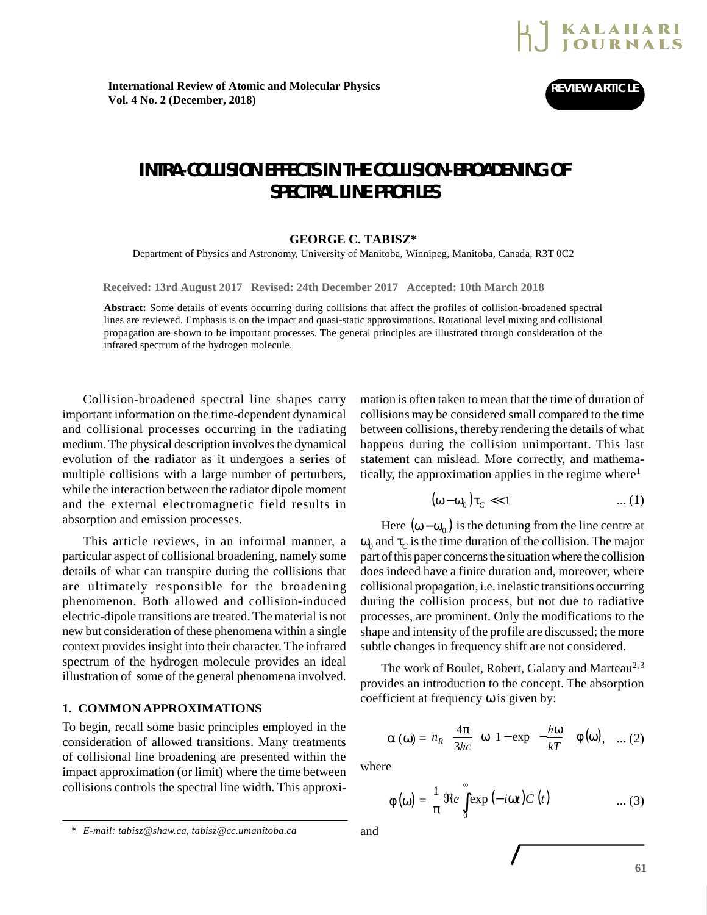**REVIEW ARTICLE**

# INTRA-COLLISION EFFECTS IN THE COLLISION-BROADENING OF SPECTRAL LINE PROFILES

**GEORGE C. TABISZ***

Department of Physics and Astronomy, University of Manitoba, Winnipeg, Manitoba, Canada, R3T 0C2

**Received: 13rd August 2017 Revised: 24th December 2017 Accepted: 10th March 2018**

**Abstract:** Some details of events occurring during collisions that affect the profiles of collision-broadened spectral lines are reviewed. Emphasis is on the impact and quasi-static approximations. Rotational level mixing and collisional propagation are shown to be important processes. The general principles are illustrated through consideration of the infrared spectrum of the hydrogen molecule.

Collision-broadened spectral line shapes carry important information on the time-dependent dynamical and collisional processes occurring in the radiating medium. The physical description involves the dynamical evolution of the radiator as it undergoes a series of multiple collisions with a large number of perturbers, while the interaction between the radiator dipole moment and the external electromagnetic field results in absorption and emission processes.

This article reviews, in an informal manner, a particular aspect of collisional broadening, namely some details of what can transpire during the collisions that are ultimately responsible for the broadening phenomenon. Both allowed and collision-induced electric-dipole transitions are treated. The material is not new but consideration of these phenomena within a single context provides insight into their character. The infrared spectrum of the hydrogen molecule provides an ideal illustration of some of the general phenomena involved.

## 1. COMMON APPROXIMATIONS

To begin, recall some basic principles employed in the consideration of allowed transitions. Many treatments of collisional line broadening are presented within the impact approximation (or limit) where the time between collisions controls the spectral line width. This approximation is often taken to mean that the time of duration of collisions may be considered small compared to the time between collisions, thereby rendering the details of what happens during the collision unimportant. This last statement can mislead. More correctly, and mathematically, the approximation applies in the regime where[1]

$$(\omega - \omega_0)\tau_C \ll 1 \qquad \text{... (1)}$$

Here $(\omega - \omega_0)$ is the detuning from the line centre at $\omega_0$ and $\tau_C$ is the time duration of the collision. The major part of this paper concerns the situation where the collision does indeed have a finite duration and, moreover, where collisional propagation, i.e. inelastic transitions occurring during the collision process, but not due to radiative processes, are prominent. Only the modifications to the shape and intensity of the profile are discussed; the more subtle changes in frequency shift are not considered.

The work of Boulet, Robert, Galatry and Marteau[2,3] provides an introduction to the concept. The absorption coefficient at frequency $\omega$ is given by:

$$\alpha(\omega) = n_R \left(\frac{4\pi}{3\hbar c}\right)\omega\left[1 - \exp\left(-\frac{\hbar\omega}{kT}\right)\right]\phi(\omega), \qquad \text{... (2)}$$

where

$$\phi(\omega) = \frac{1}{\pi}\Re e\int_0^\infty \exp(-i\omega t)C(t) \qquad \text{... (3)}$$

and

* *E-mail: tabisz@shaw.ca, tabisz@cc.umanitoba.ca*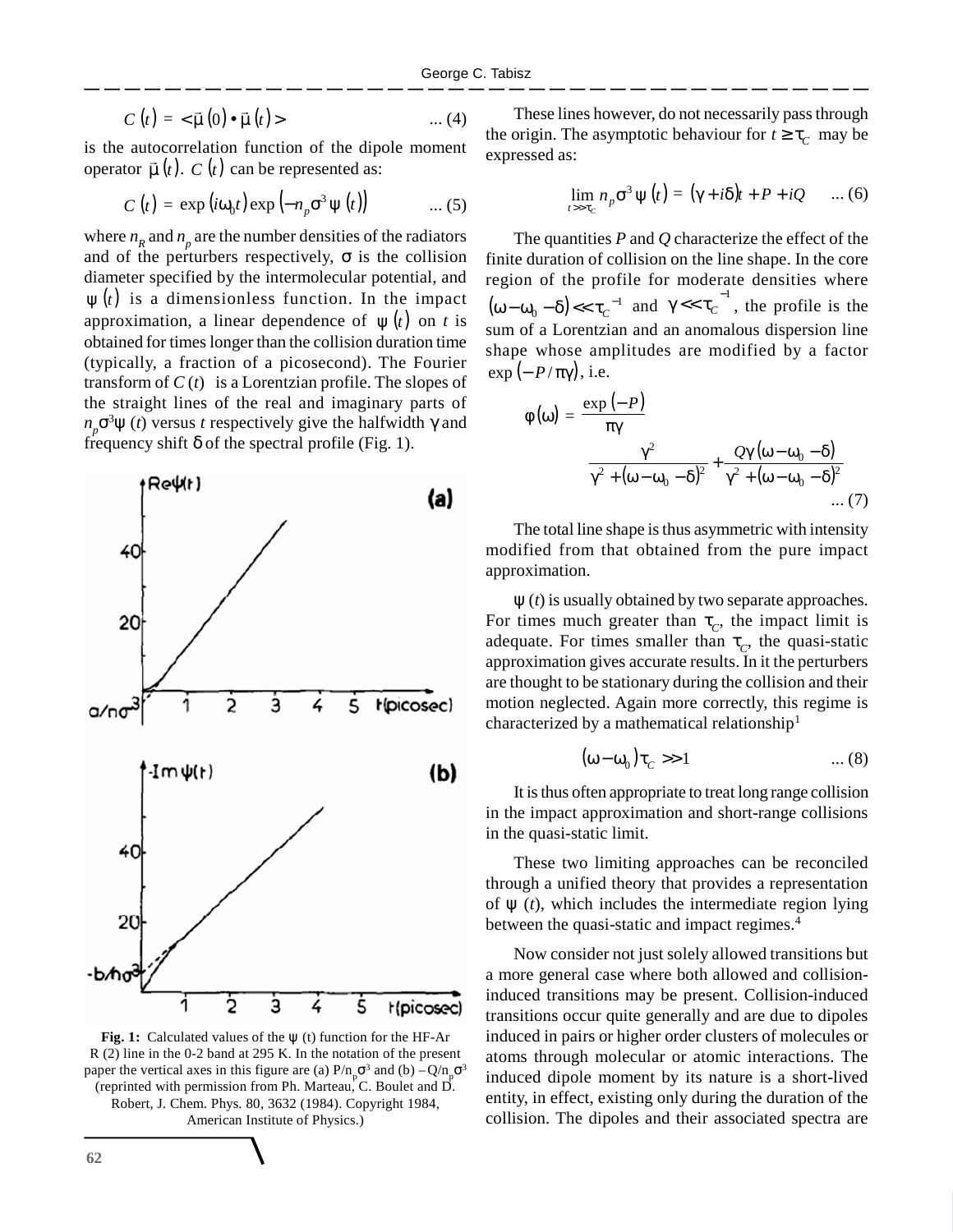$$C(t) = <\vec{\mu}(0) \bullet \vec{\mu}(t)> \quad \text{... (4)}$$

is the autocorrelation function of the dipole moment operator $\vec{\mu}(t)$. $C(t)$ can be represented as:

$$C(t) = \exp(i\omega_0 t)\exp(-n_p \sigma^3 \psi(t)) \quad \text{... (5)}$$

where $n_R$ and $n_p$ are the number densities of the radiators and of the perturbers respectively, $\sigma$ is the collision diameter specified by the intermolecular potential, and $\psi(t)$ is a dimensionless function. In the impact approximation, a linear dependence of $\psi(t)$ on $t$ is obtained for times longer than the collision duration time (typically, a fraction of a picosecond). The Fourier transform of $C(t)$ is a Lorentzian profile. The slopes of the straight lines of the real and imaginary parts of $n_p\sigma^3\psi(t)$ versus $t$ respectively give the halfwidth $\gamma$ and frequency shift $\delta$ of the spectral profile (Fig. 1).

**Fig. 1:** Calculated values of the $\psi$ (t) function for the HF-Ar R (2) line in the 0-2 band at 295 K. In the notation of the present paper the vertical axes in this figure are (a) $P/n_p\sigma^3$ and (b) $-Q/n_p\sigma^3$ (reprinted with permission from Ph. Marteau, C. Boulet and D. Robert, J. Chem. Phys. 80, 3632 (1984). Copyright 1984, American Institute of Physics.)

These lines however, do not necessarily pass through the origin. The asymptotic behaviour for $t \geq \tau_C$ may be expressed as:

$$\lim_{t \gg \tau_C} n_p \sigma^3 \psi(t) = (\gamma + i\delta)t + P + iQ \quad \text{... (6)}$$

The quantities $P$ and $Q$ characterize the effect of the finite duration of collision on the line shape. In the core region of the profile for moderate densities where $(\omega - \omega_0 - \delta) \ll \tau_C^{-1}$ and $\gamma \ll \tau_C^{-1}$, the profile is the sum of a Lorentzian and an anomalous dispersion line shape whose amplitudes are modified by a factor $\exp(-P/\pi\gamma)$, i.e.

$$\phi(\omega) = \frac{\exp(-P)}{\pi\gamma} \left[ \frac{\gamma^2}{\gamma^2 + (\omega - \omega_0 - \delta)^2} + \frac{Q\gamma(\omega - \omega_0 - \delta)}{\gamma^2 + (\omega - \omega_0 - \delta)^2} \right] \quad \text{... (7)}$$

The total line shape is thus asymmetric with intensity modified from that obtained from the pure impact approximation.

$\psi(t)$ is usually obtained by two separate approaches. For times much greater than $\tau_C$, the impact limit is adequate. For times smaller than $\tau_C$, the quasi-static approximation gives accurate results. In it the perturbers are thought to be stationary during the collision and their motion neglected. Again more correctly, this regime is characterized by a mathematical relationship[1]

$$(\omega - \omega_0)\tau_C \gg 1 \quad \text{... (8)}$$

It is thus often appropriate to treat long range collision in the impact approximation and short-range collisions in the quasi-static limit.

These two limiting approaches can be reconciled through a unified theory that provides a representation of $\psi(t)$, which includes the intermediate region lying between the quasi-static and impact regimes.[4]

Now consider not just solely allowed transitions but a more general case where both allowed and collision-induced transitions may be present. Collision-induced transitions occur quite generally and are due to dipoles induced in pairs or higher order clusters of molecules or atoms through molecular or atomic interactions. The induced dipole moment by its nature is a short-lived entity, in effect, existing only during the duration of the collision. The dipoles and their associated spectra are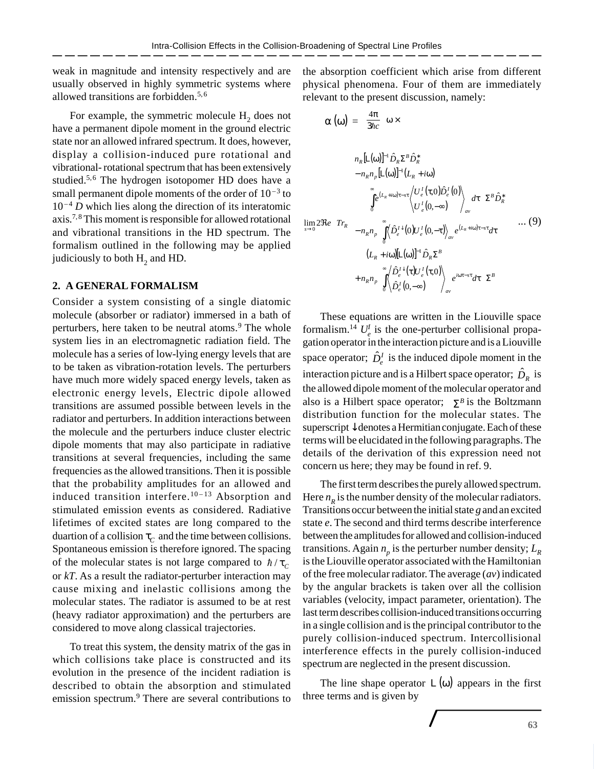weak in magnitude and intensity respectively and are usually observed in highly symmetric systems where allowed transitions are forbidden.[5,6]

For example, the symmetric molecule $H_2$ does not have a permanent dipole moment in the ground electric state nor an allowed infrared spectrum. It does, however, display a collision-induced pure rotational and vibrational- rotational spectrum that has been extensively studied.[5,6] The hydrogen isotopomer HD does have a small permanent dipole moments of the order of $10^{-3}$ to $10^{-4}$ $D$ which lies along the direction of its interatomic axis.[7,8] This moment is responsible for allowed rotational and vibrational transitions in the HD spectrum. The formalism outlined in the following may be applied judiciously to both $H_2$ and HD.

## 2. A GENERAL FORMALISM

Consider a system consisting of a single diatomic molecule (absorber or radiator) immersed in a bath of perturbers, here taken to be neutral atoms.[9] The whole system lies in an electromagnetic radiation field. The molecule has a series of low-lying energy levels that are to be taken as vibration-rotation levels. The perturbers have much more widely spaced energy levels, taken as electronic energy levels, Electric dipole allowed transitions are assumed possible between levels in the radiator and perturbers. In addition interactions between the molecule and the perturbers induce cluster electric dipole moments that may also participate in radiative transitions at several frequencies, including the same frequencies as the allowed transitions. Then it is possible that the probability amplitudes for an allowed and induced transition interfere.[10−13] Absorption and stimulated emission events as considered. Radiative lifetimes of excited states are long compared to the duartion of a collision $\tau_C$ and the time between collisions. Spontaneous emission is therefore ignored. The spacing of the molecular states is not large compared to $\hbar/\tau_C$ or $kT$. As a result the radiator-perturber interaction may cause mixing and inelastic collisions among the molecular states. The radiator is assumed to be at rest (heavy radiator approximation) and the perturbers are considered to move along classical trajectories.

To treat this system, the density matrix of the gas in which collisions take place is constructed and its evolution in the presence of the incident radiation is described to obtain the absorption and stimulated emission spectrum.[9] There are several contributions to the absorption coefficient which arise from different physical phenomena. Four of them are immediately relevant to the present discussion, namely:

$$\alpha(\omega) = \frac{4\pi}{3\hbar c}\,\omega \times$$

$$\lim_{s\to 0} 2\Re e\; Tr_R \left[\begin{aligned} & n_R\left[\mathrm{L}(\omega)\right]^{-1}\hat{D}_R \Sigma^B \hat{D}_R^{*} \\ & - n_R n_p \left[\mathrm{L}(\omega)\right]^{-1}\left(L_R + i\omega\right) \\ & \quad \int_0^\infty e^{(L_R + i\omega)\tau - s\tau} \left\langle \frac{U_e^I(\tau,0)\hat{D}_e^I(0)}{U_e^I(0,-\infty)} \right\rangle_{av} d\tau\; \Sigma^B \hat{D}_R^{*} \\ & - n_R n_p \int_0^\infty \left\langle \hat{D}_e^{I\downarrow}(0) U_e^I(0,-\tau)\right\rangle_{av} e^{(L_R + i\omega)\tau - s\tau} d\tau \\ & \quad \left(L_R + i\omega\right)\left[\mathrm{L}(\omega)\right]^{-1}\hat{D}_R \Sigma^B \\ & + n_R n_p \int_0^\infty \left\langle \frac{\hat{D}_e^{I\downarrow}(\tau) U_e^I(\tau,0)}{\hat{D}_e^I(0,-\infty)} \right\rangle_{av} e^{i\omega\tau - s\tau} d\tau\; \Sigma^B \end{aligned}\right] \quad \text{... (9)}$$

These equations are written in the Liouville space formalism.[14] $U_e^I$ is the one-perturber collisional propagation operator in the interaction picture and is a Liouville space operator; $\hat{D}_e^I$ is the induced dipole moment in the interaction picture and is a Hilbert space operator; $\hat{D}_R$ is the allowed dipole moment of the molecular operator and also is a Hilbert space operator; $\Sigma^B$ is the Boltzmann distribution function for the molecular states. The superscript ↓ denotes a Hermitian conjugate. Each of these terms will be elucidated in the following paragraphs. The details of the derivation of this expression need not concern us here; they may be found in ref. 9.

The first term describes the purely allowed spectrum. Here $n_R$ is the number density of the molecular radiators. Transitions occur between the initial state $g$ and an excited state $e$. The second and third terms describe interference between the amplitudes for allowed and collision-induced transitions. Again $n_p$ is the perturber number density; $L_R$ is the Liouville operator associated with the Hamiltonian of the free molecular radiator. The average ($av$) indicated by the angular brackets is taken over all the collision variables (velocity, impact parameter, orientation). The last term describes collision-induced transitions occurring in a single collision and is the principal contributor to the purely collision-induced spectrum. Intercollisional interference effects in the purely collision-induced spectrum are neglected in the present discussion.

The line shape operator $\mathrm{L}(\omega)$ appears in the first three terms and is given by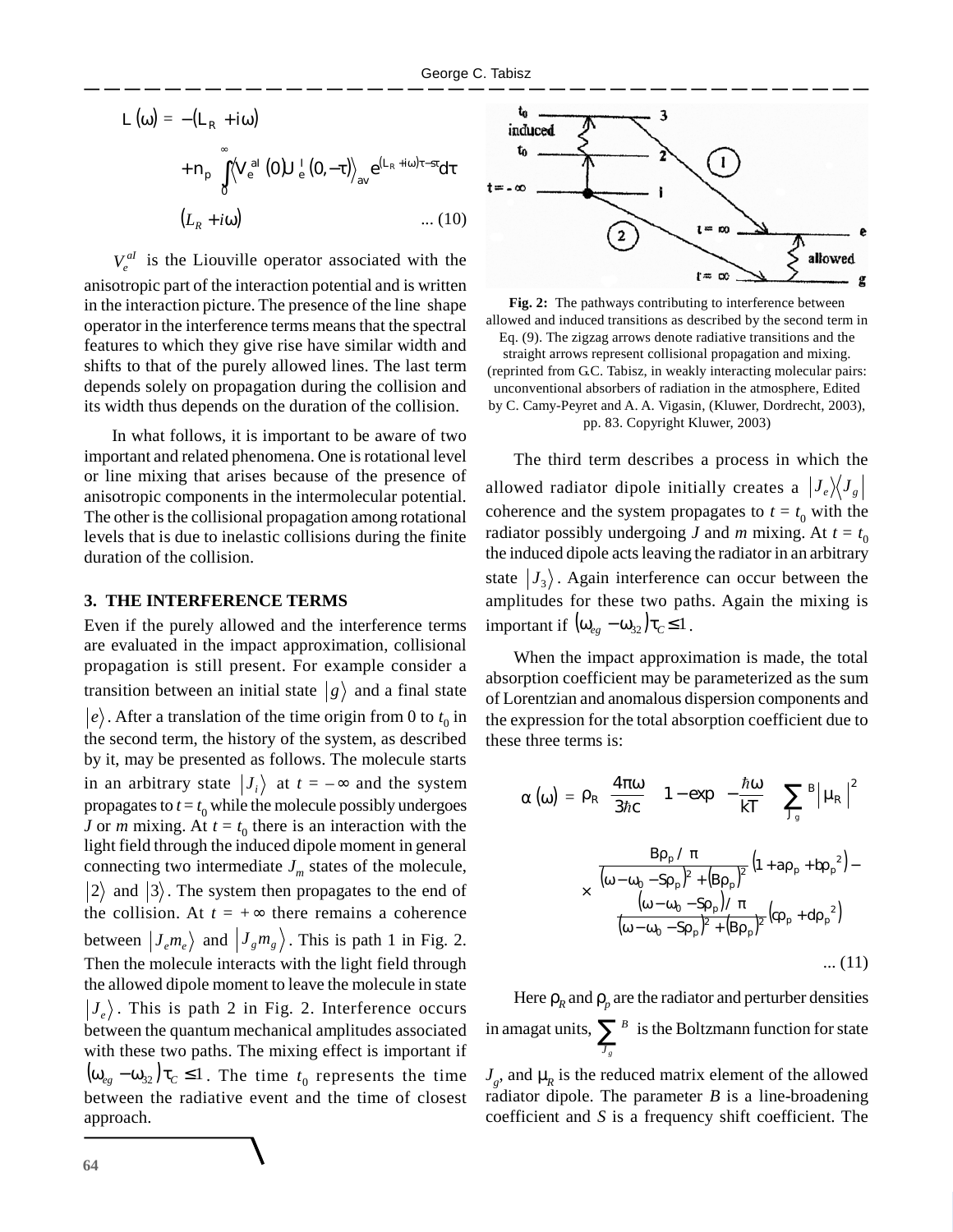$$L(\omega) = -(L_R + i\omega) + n_p \int_0^\infty \left\langle V_e^{al}(0) U_e^{I}(0,-\tau) \right\rangle_{av} e^{(L_R + i\omega)\tau - s\tau} d\tau \; (L_R + i\omega) \quad \ldots (10)$$

$V_e^{al}$ is the Liouville operator associated with the anisotropic part of the interaction potential and is written in the interaction picture. The presence of the line shape operator in the interference terms means that the spectral features to which they give rise have similar width and shifts to that of the purely allowed lines. The last term depends solely on propagation during the collision and its width thus depends on the duration of the collision.

In what follows, it is important to be aware of two important and related phenomena. One is rotational level or line mixing that arises because of the presence of anisotropic components in the intermolecular potential. The other is the collisional propagation among rotational levels that is due to inelastic collisions during the finite duration of the collision.

## 3. THE INTERFERENCE TERMS

Even if the purely allowed and the interference terms are evaluated in the impact approximation, collisional propagation is still present. For example consider a transition between an initial state $|g\rangle$ and a final state $|e\rangle$. After a translation of the time origin from 0 to $t_0$ in the second term, the history of the system, as described by it, may be presented as follows. The molecule starts in an arbitrary state $|J_i\rangle$ at $t = -\infty$ and the system propagates to $t = t_0$ while the molecule possibly undergoes $J$ or $m$ mixing. At $t = t_0$ there is an interaction with the light field through the induced dipole moment in general connecting two intermediate $J_m$ states of the molecule, $|2\rangle$ and $|3\rangle$. The system then propagates to the end of the collision. At $t = +\infty$ there remains a coherence between $|J_e m_e\rangle$ and $|J_g m_g\rangle$. This is path 1 in Fig. 2. Then the molecule interacts with the light field through the allowed dipole moment to leave the molecule in state $|J_e\rangle$. This is path 2 in Fig. 2. Interference occurs between the quantum mechanical amplitudes associated with these two paths. The mixing effect is important if $(\omega_{eg} - \omega_{32})\tau_C \leq 1$. The time $t_0$ represents the time between the radiative event and the time of closest approach.

**Fig. 2:** The pathways contributing to interference between allowed and induced transitions as described by the second term in Eq. (9). The zigzag arrows denote radiative transitions and the straight arrows represent collisional propagation and mixing. (reprinted from G.C. Tabisz, in weakly interacting molecular pairs: unconventional absorbers of radiation in the atmosphere, Edited by C. Camy-Peyret and A. A. Vigasin, (Kluwer, Dordrecht, 2003), pp. 83. Copyright Kluwer, 2003)

The third term describes a process in which the allowed radiator dipole initially creates a $|J_e\rangle\langle J_g|$ coherence and the system propagates to $t = t_0$ with the radiator possibly undergoing $J$ and $m$ mixing. At $t = t_0$ the induced dipole acts leaving the radiator in an arbitrary state $|J_3\rangle$. Again interference can occur between the amplitudes for these two paths. Again the mixing is important if $(\omega_{eg} - \omega_{32})\tau_C \leq 1$.

When the impact approximation is made, the total absorption coefficient may be parameterized as the sum of Lorentzian and anomalous dispersion components and the expression for the total absorption coefficient due to these three terms is:

$$\alpha(\omega) = \rho_R \frac{4\pi\omega}{3\hbar c}\left[1 - \exp\left(-\frac{\hbar\omega}{kT}\right)\right] \sum_{J_g}{}^{B} \left|\mu_R\right|^2 \times \left[\frac{B\rho_p/\pi}{(\omega - \omega_0 - S\rho_p)^2 + (B\rho_p)^2}\left(1 + a\rho_p + b\rho_p^2\right) - \frac{(\omega - \omega_0 - S\rho_p)/\pi}{(\omega - \omega_0 - S\rho_p)^2 + (B\rho_p)^2}\left(c\rho_p + d\rho_p^2\right)\right] \quad \ldots (11)$$

Here $\rho_R$ and $\rho_p$ are the radiator and perturber densities in amagat units, $\sum_{J_g}^{B}$ is the Boltzmann function for state $J_g$, and $\mu_R$ is the reduced matrix element of the allowed radiator dipole. The parameter $B$ is a line-broadening coefficient and $S$ is a frequency shift coefficient. The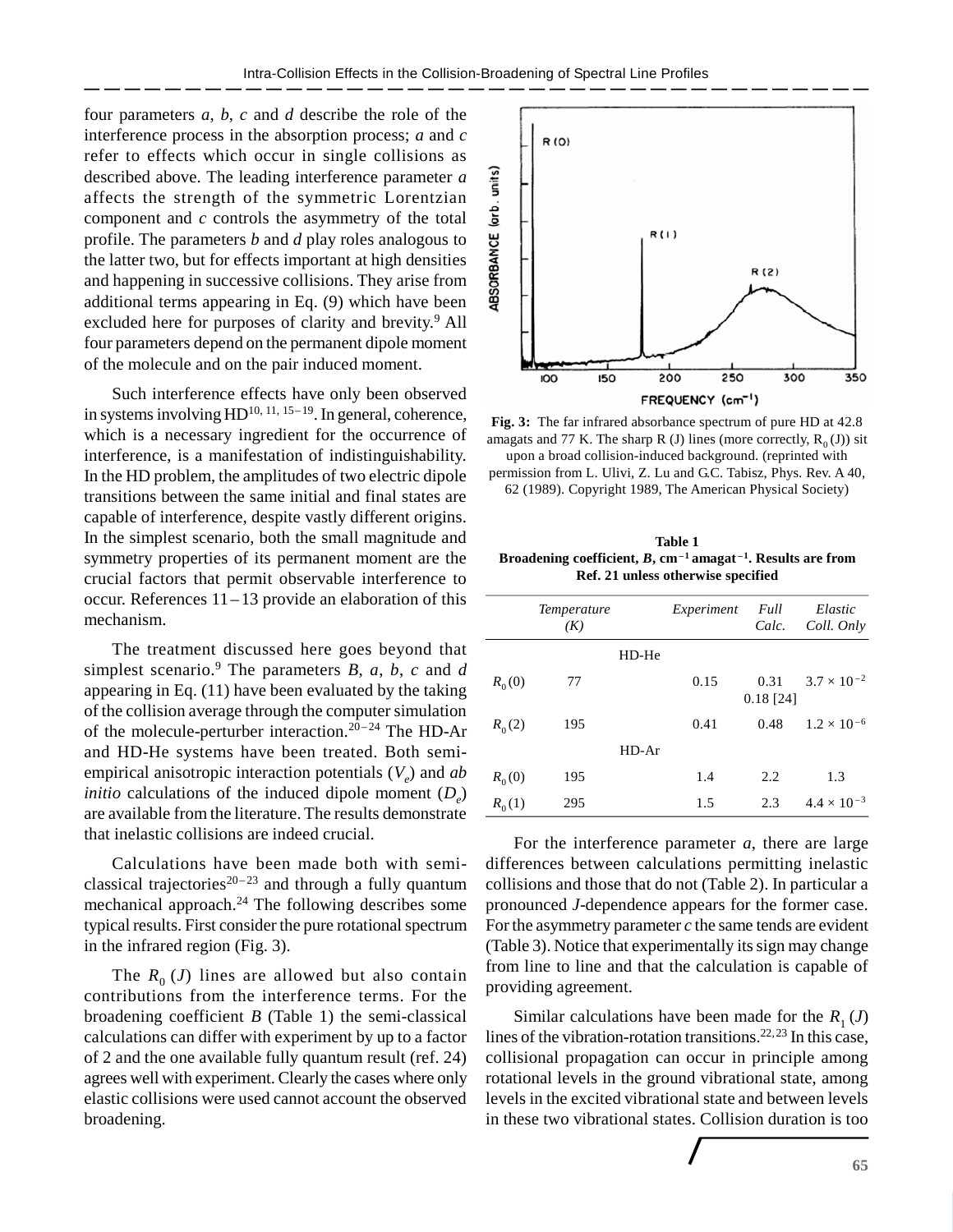four parameters *a*, *b*, *c* and *d* describe the role of the interference process in the absorption process; *a* and *c* refer to effects which occur in single collisions as described above. The leading interference parameter *a* affects the strength of the symmetric Lorentzian component and *c* controls the asymmetry of the total profile. The parameters *b* and *d* play roles analogous to the latter two, but for effects important at high densities and happening in successive collisions. They arise from additional terms appearing in Eq. (9) which have been excluded here for purposes of clarity and brevity.[9] All four parameters depend on the permanent dipole moment of the molecule and on the pair induced moment.

Such interference effects have only been observed in systems involving HD[10, 11, 15–19]. In general, coherence, which is a necessary ingredient for the occurrence of interference, is a manifestation of indistinguishability. In the HD problem, the amplitudes of two electric dipole transitions between the same initial and final states are capable of interference, despite vastly different origins. In the simplest scenario, both the small magnitude and symmetry properties of its permanent moment are the crucial factors that permit observable interference to occur. References 11 – 13 provide an elaboration of this mechanism.

The treatment discussed here goes beyond that simplest scenario.[9] The parameters *B*, *a*, *b*, *c* and *d* appearing in Eq. (11) have been evaluated by the taking of the collision average through the computer simulation of the molecule-perturber interaction.[20–24] The HD-Ar and HD-He systems have been treated. Both semi-empirical anisotropic interaction potentials ($V_e$) and *ab initio* calculations of the induced dipole moment ($D_e$) are available from the literature. The results demonstrate that inelastic collisions are indeed crucial.

Calculations have been made both with semi-classical trajectories[20–23] and through a fully quantum mechanical approach.[24] The following describes some typical results. First consider the pure rotational spectrum in the infrared region (Fig. 3).

The $R_0\,(J)$ lines are allowed but also contain contributions from the interference terms. For the broadening coefficient *B* (Table 1) the semi-classical calculations can differ with experiment by up to a factor of 2 and the one available fully quantum result (ref. 24) agrees well with experiment. Clearly the cases where only elastic collisions were used cannot account the observed broadening.

**Fig. 3:** The far infrared absorbance spectrum of pure HD at 42.8 amagats and 77 K. The sharp R (J) lines (more correctly, $R_0\,(J)$) sit upon a broad collision-induced background. (reprinted with permission from L. Ulivi, Z. Lu and G.C. Tabisz, Phys. Rev. A 40, 62 (1989). Copyright 1989, The American Physical Society)

**Table 1**
**Broadening coefficient, *B*, cm$^{-1}$ amagat$^{-1}$. Results are from Ref. 21 unless otherwise specified**

| | *Temperature (K)* | *Experiment* | *Full Calc.* | *Elastic Coll. Only* |
|---|---|---|---|---|
| | HD-He | | | |
| $R_0\,(0)$ | 77 | 0.15 | 0.31<br>0.18 [24] | $3.7 \times 10^{-2}$ |
| $R_0\,(2)$ | 195 | 0.41 | 0.48 | $1.2 \times 10^{-6}$ |
| | HD-Ar | | | |
| $R_0\,(0)$ | 195 | 1.4 | 2.2 | 1.3 |
| $R_0\,(1)$ | 295 | 1.5 | 2.3 | $4.4 \times 10^{-3}$ |

For the interference parameter *a*, there are large differences between calculations permitting inelastic collisions and those that do not (Table 2). In particular a pronounced *J*-dependence appears for the former case. For the asymmetry parameter *c* the same tends are evident (Table 3). Notice that experimentally its sign may change from line to line and that the calculation is capable of providing agreement.

Similar calculations have been made for the $R_1\,(J)$ lines of the vibration-rotation transitions.[22, 23] In this case, collisional propagation can occur in principle among rotational levels in the ground vibrational state, among levels in the excited vibrational state and between levels in these two vibrational states. Collision duration is too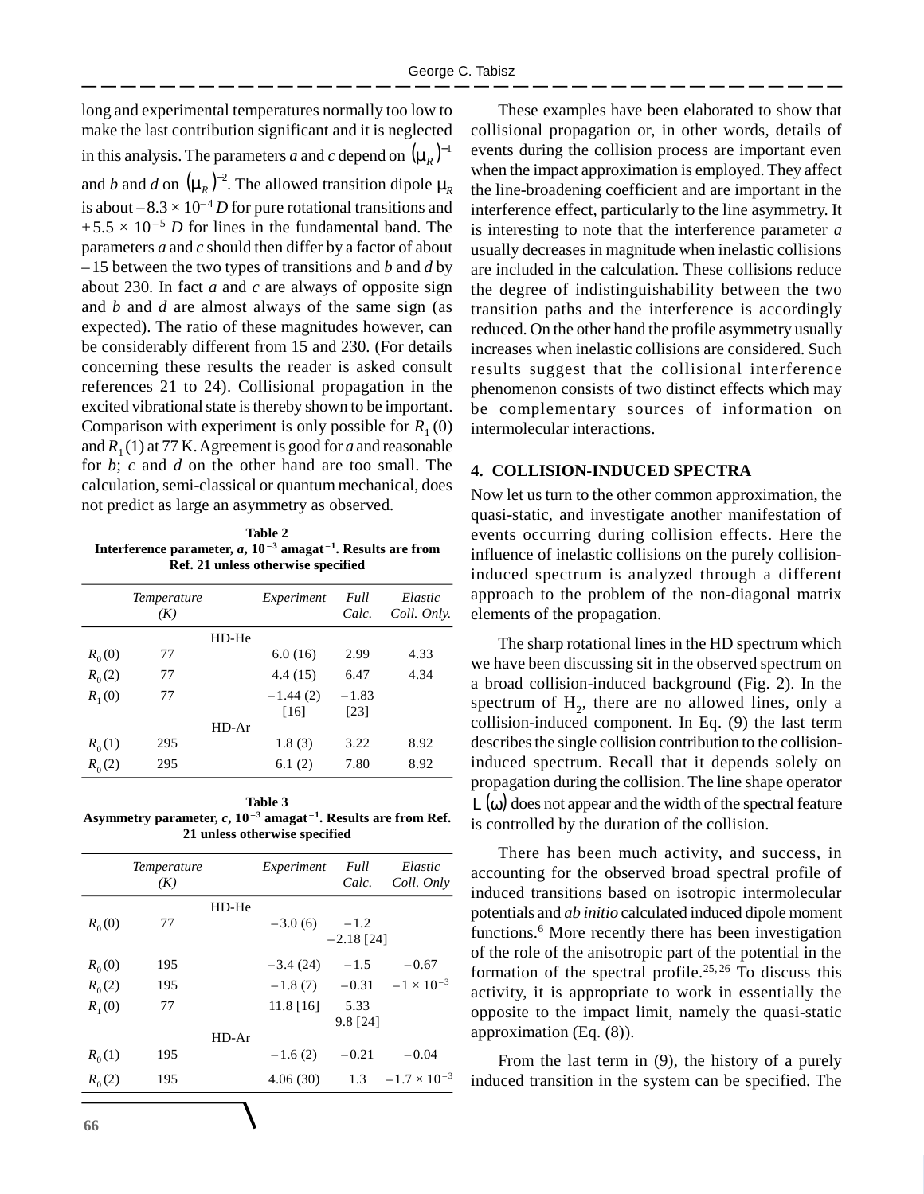long and experimental temperatures normally too low to make the last contribution significant and it is neglected in this analysis. The parameters *a* and *c* depend on $(\mu_R)^{-1}$ and *b* and *d* on $(\mu_R)^{-2}$. The allowed transition dipole $\mu_R$ is about $-8.3 \times 10^{-4}$ *D* for pure rotational transitions and $+5.5 \times 10^{-5}$ *D* for lines in the fundamental band. The parameters *a* and *c* should then differ by a factor of about –15 between the two types of transitions and *b* and *d* by about 230. In fact *a* and *c* are always of opposite sign and *b* and *d* are almost always of the same sign (as expected). The ratio of these magnitudes however, can be considerably different from 15 and 230. (For details concerning these results the reader is asked consult references 21 to 24). Collisional propagation in the excited vibrational state is thereby shown to be important. Comparison with experiment is only possible for $R_1(0)$ and $R_1(1)$ at 77 K. Agreement is good for *a* and reasonable for *b*; *c* and *d* on the other hand are too small. The calculation, semi-classical or quantum mechanical, does not predict as large an asymmetry as observed.

**Table 2**
**Interference parameter, *a*, $10^{-3}$ amagat$^{-1}$. Results are from Ref. 21 unless otherwise specified**

| | *Temperature (K)* | *Experiment* | *Full Calc.* | *Elastic Coll. Only.* |
|---|---|---|---|---|
| | | HD-He | | |
| $R_0(0)$ | 77 | 6.0 (16) | 2.99 | 4.33 |
| $R_0(2)$ | 77 | 4.4 (15) | 6.47 | 4.34 |
| $R_1(0)$ | 77 | –1.44 (2) [16] | –1.83 [23] | |
| | | HD-Ar | | |
| $R_0(1)$ | 295 | 1.8 (3) | 3.22 | 8.92 |
| $R_0(2)$ | 295 | 6.1 (2) | 7.80 | 8.92 |

**Table 3**
**Asymmetry parameter, *c*, $10^{-3}$ amagat$^{-1}$. Results are from Ref. 21 unless otherwise specified**

| | *Temperature (K)* | *Experiment* | *Full Calc.* | *Elastic Coll. Only* |
|---|---|---|---|---|
| | | HD-He | | |
| $R_0(0)$ | 77 | –3.0 (6) | –1.2 –2.18 [24] | |
| $R_0(0)$ | 195 | –3.4 (24) | –1.5 | –0.67 |
| $R_0(2)$ | 195 | –1.8 (7) | –0.31 | $-1 \times 10^{-3}$ |
| $R_1(0)$ | 77 | 11.8 [16] | 5.33 9.8 [24] | |
| | | HD-Ar | | |
| $R_0(1)$ | 195 | –1.6 (2) | –0.21 | –0.04 |
| $R_0(2)$ | 195 | 4.06 (30) | 1.3 | $-1.7 \times 10^{-3}$ |

These examples have been elaborated to show that collisional propagation or, in other words, details of events during the collision process are important even when the impact approximation is employed. They affect the line-broadening coefficient and are important in the interference effect, particularly to the line asymmetry. It is interesting to note that the interference parameter *a* usually decreases in magnitude when inelastic collisions are included in the calculation. These collisions reduce the degree of indistinguishability between the two transition paths and the interference is accordingly reduced. On the other hand the profile asymmetry usually increases when inelastic collisions are considered. Such results suggest that the collisional interference phenomenon consists of two distinct effects which may be complementary sources of information on intermolecular interactions.

## 4. COLLISION-INDUCED SPECTRA

Now let us turn to the other common approximation, the quasi-static, and investigate another manifestation of events occurring during collision effects. Here the influence of inelastic collisions on the purely collision-induced spectrum is analyzed through a different approach to the problem of the non-diagonal matrix elements of the propagation.

The sharp rotational lines in the HD spectrum which we have been discussing sit in the observed spectrum on a broad collision-induced background (Fig. 2). In the spectrum of $H_2$, there are no allowed lines, only a collision-induced component. In Eq. (9) the last term describes the single collision contribution to the collision-induced spectrum. Recall that it depends solely on propagation during the collision. The line shape operator $L(\omega)$ does not appear and the width of the spectral feature is controlled by the duration of the collision.

There has been much activity, and success, in accounting for the observed broad spectral profile of induced transitions based on isotropic intermolecular potentials and *ab initio* calculated induced dipole moment functions.[6] More recently there has been investigation of the role of the anisotropic part of the potential in the formation of the spectral profile.[25,26] To discuss this activity, it is appropriate to work in essentially the opposite to the impact limit, namely the quasi-static approximation (Eq. (8)).

From the last term in (9), the history of a purely induced transition in the system can be specified. The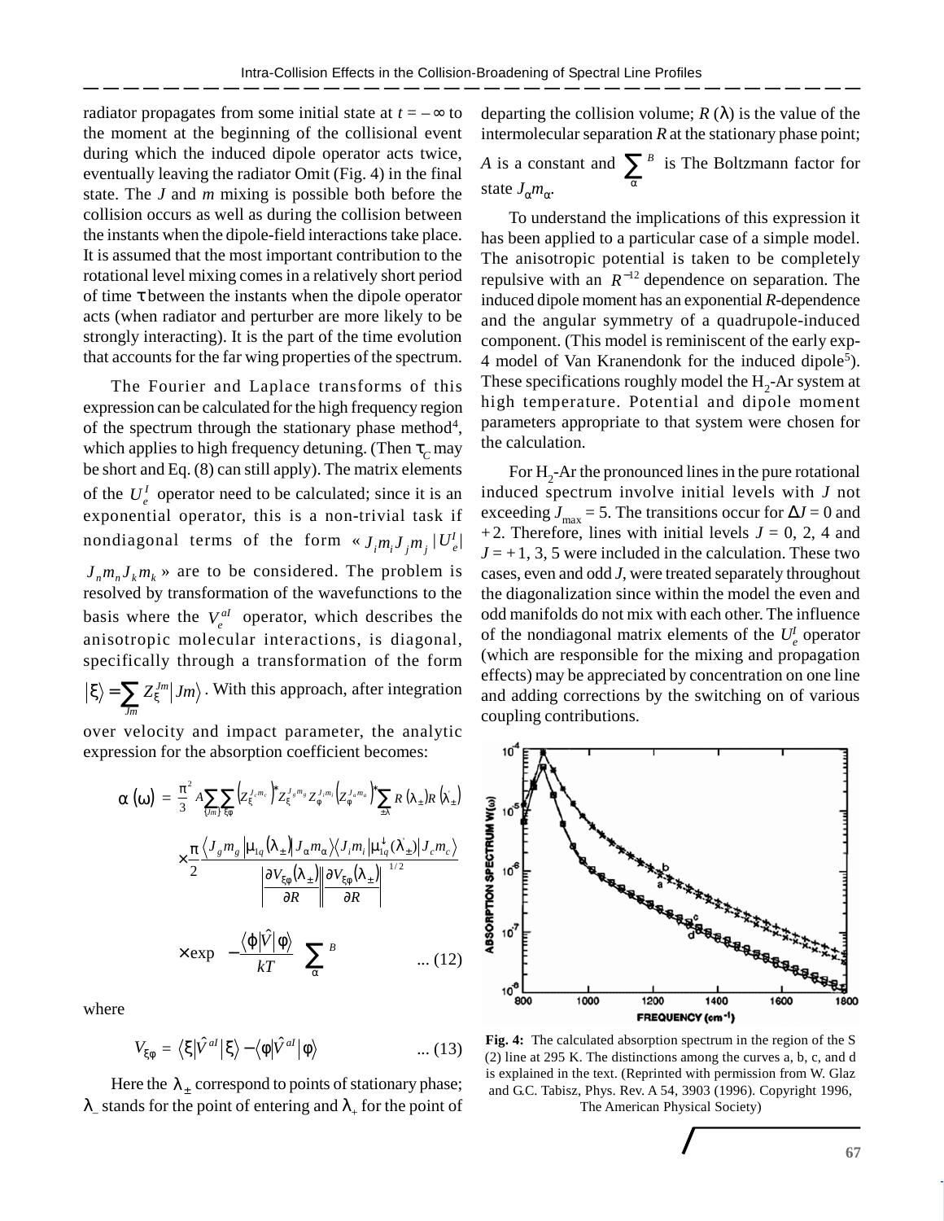radiator propagates from some initial state at $t = -\infty$ to the moment at the beginning of the collisional event during which the induced dipole operator acts twice, eventually leaving the radiator Omit (Fig. 4) in the final state. The $J$ and $m$ mixing is possible both before the collision occurs as well as during the collision between the instants when the dipole-field interactions take place. It is assumed that the most important contribution to the rotational level mixing comes in a relatively short period of time $\tau$ between the instants when the dipole operator acts (when radiator and perturber are more likely to be strongly interacting). It is the part of the time evolution that accounts for the far wing properties of the spectrum.

The Fourier and Laplace transforms of this expression can be calculated for the high frequency region of the spectrum through the stationary phase method[4], which applies to high frequency detuning. (Then $\tau_C$ may be short and Eq. (8) can still apply). The matrix elements of the $U_e^I$ operator need to be calculated; since it is an exponential operator, this is a non-trivial task if nondiagonal terms of the form « $J_i m_i J_j m_j \,|U_e^I|\, J_n m_n J_k m_k$ » are to be considered. The problem is resolved by transformation of the wavefunctions to the basis where the $V_e^{aI}$ operator, which describes the anisotropic molecular interactions, is diagonal, specifically through a transformation of the form $|\xi\rangle = \sum_{Jm} Z_\xi^{Jm} |Jm\rangle$. With this approach, after integration over velocity and impact parameter, the analytic expression for the absorption coefficient becomes:

$$\alpha(\omega) = \frac{\pi^2}{3} A \sum_{\{Jm\}} \sum_{\xi\varphi} \left(Z_\xi^{J_c m_c}\right)^* Z_\xi^{J_g m_g} Z_\varphi^{J_i m_i} \left(Z_\varphi^{J_\alpha m_\alpha}\right)^* \sum_{\pm\lambda} R(\lambda_\pm) R(\lambda'_\pm)$$

$$\times \frac{\pi}{2} \frac{\langle J_g m_g | \mu_{1q}(\lambda_\pm) | J_\alpha m_\alpha \rangle \langle J_i m_i | \mu_{1q}^\dagger(\lambda'_\pm) | J_c m_c \rangle}{\left| \dfrac{\partial V_{\xi\varphi}(\lambda_\pm)}{\partial R} \right| \left| \dfrac{\partial V_{\xi\varphi}(\lambda_\pm)}{\partial R} \right|^{1/2}}$$

$$\times \exp\left( -\frac{\langle \varphi | \hat{V} | \varphi \rangle}{kT} \right) \sum_\alpha^B \qquad \text{... (12)}$$

where

$$V_{\xi\varphi} = \langle \xi | \hat{V}^{aI} | \xi \rangle - \langle \varphi | \hat{V}^{aI} | \varphi \rangle \qquad \text{... (13)}$$

Here the $\lambda_\pm$ correspond to points of stationary phase; $\lambda_-$ stands for the point of entering and $\lambda_+$ for the point of departing the collision volume; $R(\lambda)$ is the value of the intermolecular separation $R$ at the stationary phase point; $A$ is a constant and $\sum_\alpha^B$ is The Boltzmann factor for state $J_\alpha m_\alpha$.

To understand the implications of this expression it has been applied to a particular case of a simple model. The anisotropic potential is taken to be completely repulsive with an $R^{-12}$ dependence on separation. The induced dipole moment has an exponential $R$-dependence and the angular symmetry of a quadrupole-induced component. (This model is reminiscent of the early exp-4 model of Van Kranendonk for the induced dipole[5]). These specifications roughly model the $H_2$-Ar system at high temperature. Potential and dipole moment parameters appropriate to that system were chosen for the calculation.

For $H_2$-Ar the pronounced lines in the pure rotational induced spectrum involve initial levels with $J$ not exceeding $J_{max} = 5$. The transitions occur for $\Delta J = 0$ and $+2$. Therefore, lines with initial levels $J = 0, 2, 4$ and $J = +1, 3, 5$ were included in the calculation. These two cases, even and odd $J$, were treated separately throughout the diagonalization since within the model the even and odd manifolds do not mix with each other. The influence of the nondiagonal matrix elements of the $U_e^I$ operator (which are responsible for the mixing and propagation effects) may be appreciated by concentration on one line and adding corrections by the switching on of various coupling contributions.

**Fig. 4:** The calculated absorption spectrum in the region of the S (2) line at 295 K. The distinctions among the curves a, b, c, and d is explained in the text. (Reprinted with permission from W. Glaz and G.C. Tabisz, Phys. Rev. A 54, 3903 (1996). Copyright 1996, The American Physical Society)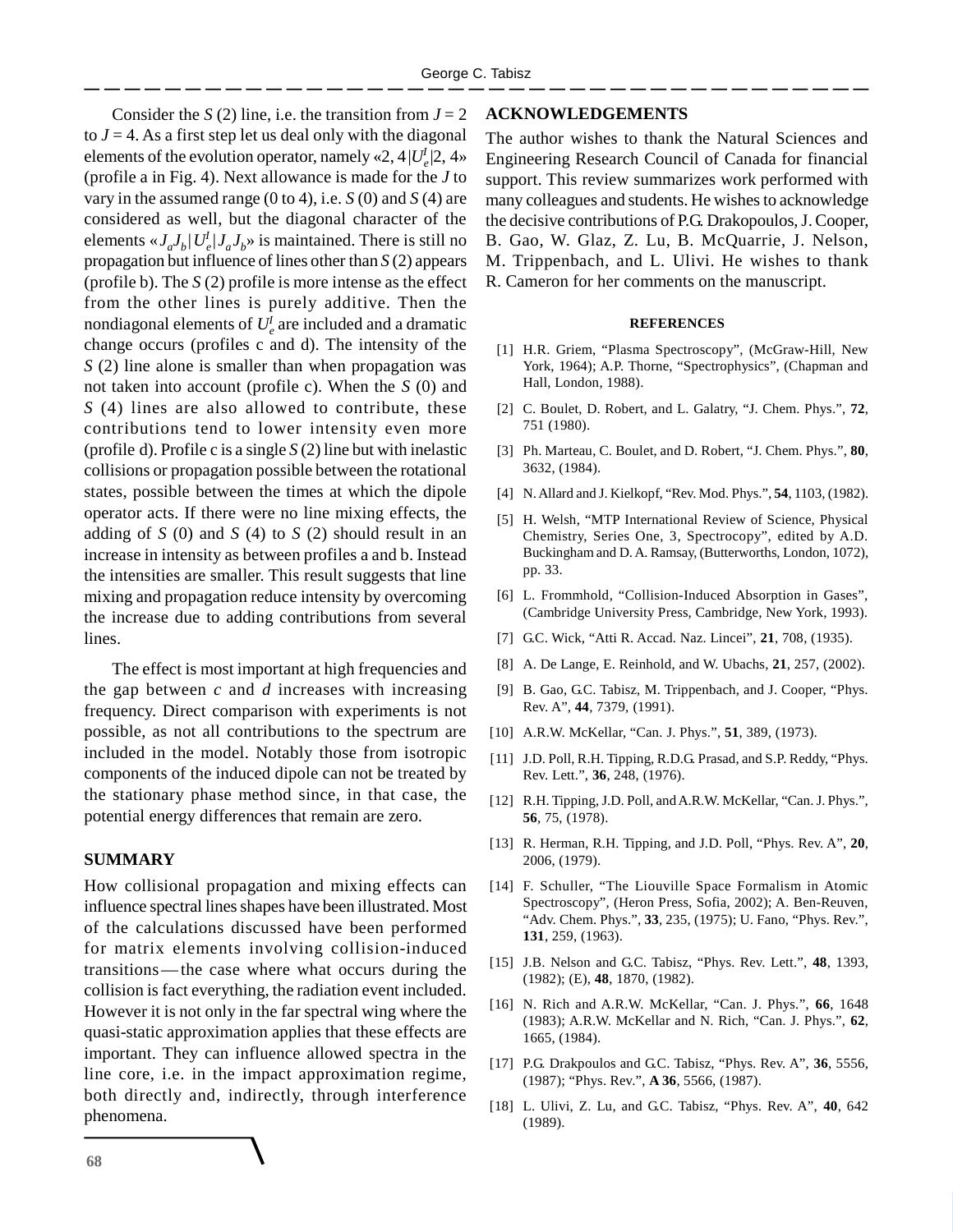Consider the $S(2)$ line, i.e. the transition from $J = 2$ to $J = 4$. As a first step let us deal only with the diagonal elements of the evolution operator, namely «2, 4|$U_e^I$|2, 4» (profile a in Fig. 4). Next allowance is made for the $J$ to vary in the assumed range (0 to 4), i.e. $S(0)$ and $S(4)$ are considered as well, but the diagonal character of the elements «$J_a J_b$|$U_e^I$|$J_a J_b$» is maintained. There is still no propagation but influence of lines other than $S(2)$ appears (profile b). The $S(2)$ profile is more intense as the effect from the other lines is purely additive. Then the nondiagonal elements of $U_e^I$ are included and a dramatic change occurs (profiles c and d). The intensity of the $S(2)$ line alone is smaller than when propagation was not taken into account (profile c). When the $S(0)$ and $S(4)$ lines are also allowed to contribute, these contributions tend to lower intensity even more (profile d). Profile c is a single $S(2)$ line but with inelastic collisions or propagation possible between the rotational states, possible between the times at which the dipole operator acts. If there were no line mixing effects, the adding of $S(0)$ and $S(4)$ to $S(2)$ should result in an increase in intensity as between profiles a and b. Instead the intensities are smaller. This result suggests that line mixing and propagation reduce intensity by overcoming the increase due to adding contributions from several lines.

The effect is most important at high frequencies and the gap between *c* and *d* increases with increasing frequency. Direct comparison with experiments is not possible, as not all contributions to the spectrum are included in the model. Notably those from isotropic components of the induced dipole can not be treated by the stationary phase method since, in that case, the potential energy differences that remain are zero.

## SUMMARY

How collisional propagation and mixing effects can influence spectral lines shapes have been illustrated. Most of the calculations discussed have been performed for matrix elements involving collision-induced transitions — the case where what occurs during the collision is fact everything, the radiation event included. However it is not only in the far spectral wing where the quasi-static approximation applies that these effects are important. They can influence allowed spectra in the line core, i.e. in the impact approximation regime, both directly and, indirectly, through interference phenomena.

## ACKNOWLEDGEMENTS

The author wishes to thank the Natural Sciences and Engineering Research Council of Canada for financial support. This review summarizes work performed with many colleagues and students. He wishes to acknowledge the decisive contributions of P.G. Drakopoulos, J. Cooper, B. Gao, W. Glaz, Z. Lu, B. McQuarrie, J. Nelson, M. Trippenbach, and L. Ulivi. He wishes to thank R. Cameron for her comments on the manuscript.

### REFERENCES

[1] H.R. Griem, “Plasma Spectroscopy”, (McGraw-Hill, New York, 1964); A.P. Thorne, “Spectrophysics”, (Chapman and Hall, London, 1988).

[2] C. Boulet, D. Robert, and L. Galatry, “J. Chem. Phys.”, **72**, 751 (1980).

[3] Ph. Marteau, C. Boulet, and D. Robert, “J. Chem. Phys.”, **80**, 3632, (1984).

[4] N. Allard and J. Kielkopf, “Rev. Mod. Phys.”, **54**, 1103, (1982).

[5] H. Welsh, “MTP International Review of Science, Physical Chemistry, Series One, 3, Spectrocopy”, edited by A.D. Buckingham and D. A. Ramsay, (Butterworths, London, 1072), pp. 33.

[6] L. Frommhold, “Collision-Induced Absorption in Gases”, (Cambridge University Press, Cambridge, New York, 1993).

[7] G.C. Wick, “Atti R. Accad. Naz. Lincei”, **21**, 708, (1935).

[8] A. De Lange, E. Reinhold, and W. Ubachs, **21**, 257, (2002).

[9] B. Gao, G.C. Tabisz, M. Trippenbach, and J. Cooper, “Phys. Rev. A”, **44**, 7379, (1991).

[10] A.R.W. McKellar, “Can. J. Phys.”, **51**, 389, (1973).

[11] J.D. Poll, R.H. Tipping, R.D.G. Prasad, and S.P. Reddy, “Phys. Rev. Lett.”, **36**, 248, (1976).

[12] R.H. Tipping, J.D. Poll, and A.R.W. McKellar, “Can. J. Phys.”, **56**, 75, (1978).

[13] R. Herman, R.H. Tipping, and J.D. Poll, “Phys. Rev. A”, **20**, 2006, (1979).

[14] F. Schuller, “The Liouville Space Formalism in Atomic Spectroscopy”, (Heron Press, Sofia, 2002); A. Ben-Reuven, “Adv. Chem. Phys.”, **33**, 235, (1975); U. Fano, “Phys. Rev.”, **131**, 259, (1963).

[15] J.B. Nelson and G.C. Tabisz, “Phys. Rev. Lett.”, **48**, 1393, (1982); (E), **48**, 1870, (1982).

[16] N. Rich and A.R.W. McKellar, “Can. J. Phys.”, **66**, 1648 (1983); A.R.W. McKellar and N. Rich, “Can. J. Phys.”, **62**, 1665, (1984).

[17] P.G. Drakpoulos and G.C. Tabisz, “Phys. Rev. A”, **36**, 5556, (1987); “Phys. Rev.”, **A 36**, 5566, (1987).

[18] L. Ulivi, Z. Lu, and G.C. Tabisz, “Phys. Rev. A”, **40**, 642 (1989).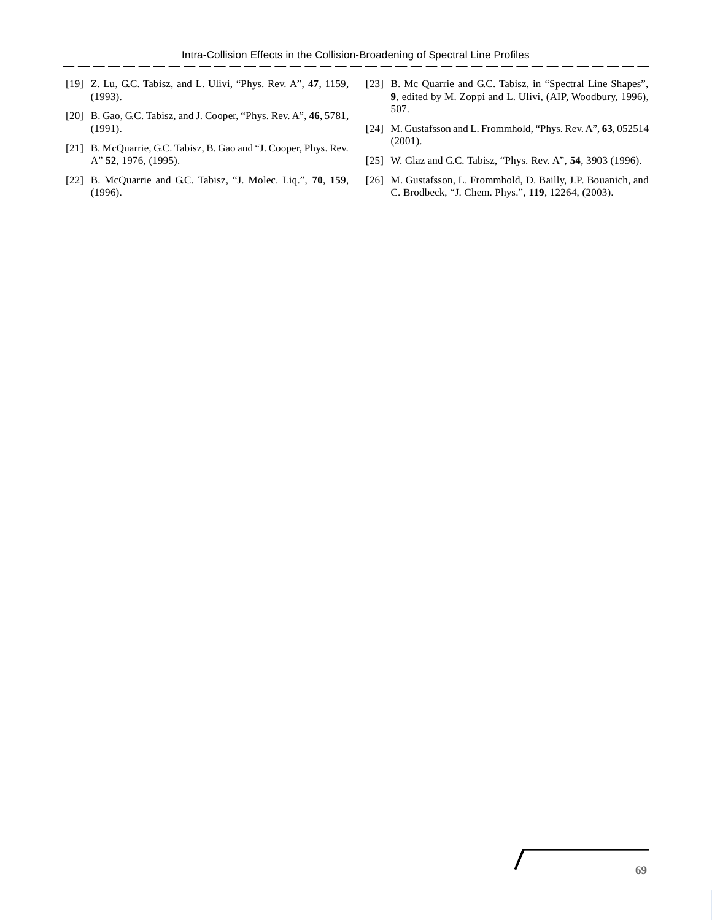[19] Z. Lu, G.C. Tabisz, and L. Ulivi, “Phys. Rev. A”, **47**, 1159, (1993).

[20] B. Gao, G.C. Tabisz, and J. Cooper, “Phys. Rev. A”, **46**, 5781, (1991).

[21] B. McQuarrie, G.C. Tabisz, B. Gao and “J. Cooper, Phys. Rev. A” **52**, 1976, (1995).

[22] B. McQuarrie and G.C. Tabisz, “J. Molec. Liq.”, **70**, **159**, (1996).

[23] B. Mc Quarrie and G.C. Tabisz, in “Spectral Line Shapes”, **9**, edited by M. Zoppi and L. Ulivi, (AIP, Woodbury, 1996), 507.

[24] M. Gustafsson and L. Frommhold, “Phys. Rev. A”, **63**, 052514 (2001).

[25] W. Glaz and G.C. Tabisz, “Phys. Rev. A”, **54**, 3903 (1996).

[26] M. Gustafsson, L. Frommhold, D. Bailly, J.P. Bouanich, and C. Brodbeck, “J. Chem. Phys.”, **119**, 12264, (2003).